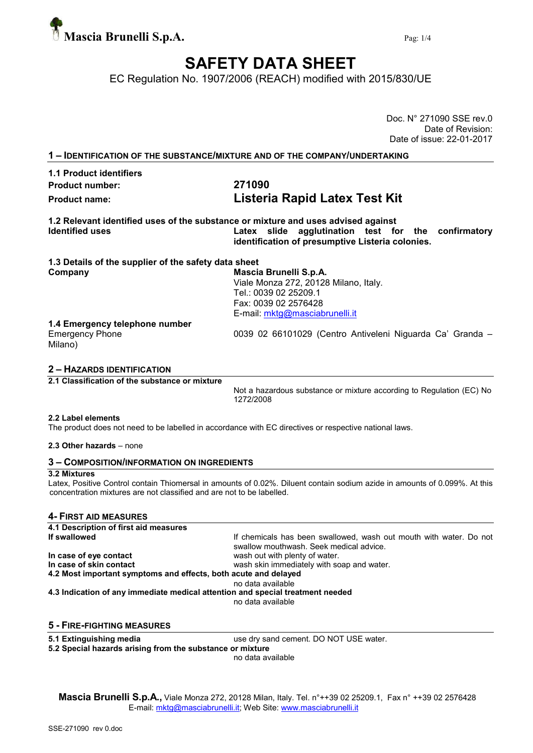**Mascia Brunelli S.p.A.**

# SAFETY DATA SHEET

EC Regulation No. 1907/2006 (REACH) modified with 2015/830/UE

Doc. N° 271090 SSE rev.0
Date of Revision:
Date of issue: 22-01-2017

## 1 – IDENTIFICATION OF THE SUBSTANCE/MIXTURE AND OF THE COMPANY/UNDERTAKING

**1.1 Product identifiers**

| | |
|---|---|
| **Product number:** | **271090** |
| **Product name:** | **Listeria Rapid Latex Test Kit** |

**1.2 Relevant identified uses of the substance or mixture and uses advised against**

| | |
|---|---|
| **Identified uses** | **Latex slide agglutination test for the confirmatory identification of presumptive Listeria colonies.** |

**1.3 Details of the supplier of the safety data sheet**

| | |
|---|---|
| **Company** | **Mascia Brunelli S.p.A.**<br>Viale Monza 272, 20128 Milano, Italy.<br>Tel.: 0039 02 25209.1<br>Fax: 0039 02 2576428<br>E-mail: mktg@masciabrunelli.it |

**1.4 Emergency telephone number**

| | |
|---|---|
| Emergency Phone | 0039 02 66101029 (Centro Antiveleni Niguarda Ca' Granda – Milano) |

## 2 – HAZARDS IDENTIFICATION

**2.1 Classification of the substance or mixture**

Not a hazardous substance or mixture according to Regulation (EC) No 1272/2008

**2.2 Label elements**

The product does not need to be labelled in accordance with EC directives or respective national laws.

**2.3 Other hazards** – none

## 3 – COMPOSITION/INFORMATION ON INGREDIENTS

**3.2 Mixtures**

Latex, Positive Control contain Thiomersal in amounts of 0.02%. Diluent contain sodium azide in amounts of 0.099%. At this concentration mixtures are not classified and are not to be labelled.

## 4- FIRST AID MEASURES

**4.1 Description of first aid measures**

| | |
|---|---|
| **If swallowed** | If chemicals has been swallowed, wash out mouth with water. Do not swallow mouthwash. Seek medical advice. |
| **In case of eye contact** | wash out with plenty of water. |
| **In case of skin contact** | wash skin immediately with soap and water. |

**4.2 Most important symptoms and effects, both acute and delayed**

no data available

**4.3 Indication of any immediate medical attention and special treatment needed**

no data available

## 5 - FIRE-FIGHTING MEASURES

| | |
|---|---|
| **5.1 Extinguishing media** | use dry sand cement. DO NOT USE water. |

**5.2 Special hazards arising from the substance or mixture**

no data available

**Mascia Brunelli S.p.A.,** Viale Monza 272, 20128 Milan, Italy. Tel. n°++39 02 25209.1, Fax n° ++39 02 2576428
E-mail: mktg@masciabrunelli.it; Web Site: www.masciabrunelli.it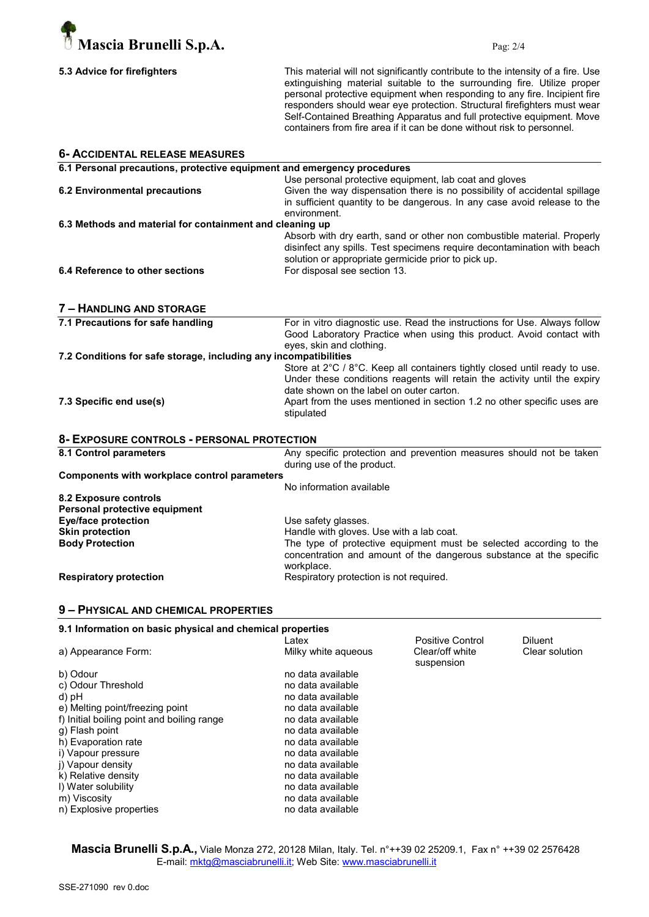| | |
|---|---|
| **5.3 Advice for firefighters** | This material will not significantly contribute to the intensity of a fire. Use extinguishing material suitable to the surrounding fire. Utilize proper personal protective equipment when responding to any fire. Incipient fire responders should wear eye protection. Structural firefighters must wear Self-Contained Breathing Apparatus and full protective equipment. Move containers from fire area if it can be done without risk to personnel. |

## 6- ACCIDENTAL RELEASE MEASURES

**6.1 Personal precautions, protective equipment and emergency procedures**

| | |
|---|---|
| | Use personal protective equipment, lab coat and gloves |
| **6.2 Environmental precautions** | Given the way dispensation there is no possibility of accidental spillage in sufficient quantity to be dangerous. In any case avoid release to the environment. |

**6.3 Methods and material for containment and cleaning up**

| | |
|---|---|
| | Absorb with dry earth, sand or other non combustible material. Properly disinfect any spills. Test specimens require decontamination with beach solution or appropriate germicide prior to pick up. |
| **6.4 Reference to other sections** | For disposal see section 13. |

## 7 – HANDLING AND STORAGE

| | |
|---|---|
| **7.1 Precautions for safe handling** | For in vitro diagnostic use. Read the instructions for Use. Always follow Good Laboratory Practice when using this product. Avoid contact with eyes, skin and clothing. |

**7.2 Conditions for safe storage, including any incompatibilities**

| | |
|---|---|
| | Store at 2°C / 8°C. Keep all containers tightly closed until ready to use. Under these conditions reagents will retain the activity until the expiry date shown on the label on outer carton. |
| **7.3 Specific end use(s)** | Apart from the uses mentioned in section 1.2 no other specific uses are stipulated |

## 8- EXPOSURE CONTROLS - PERSONAL PROTECTION

| | |
|---|---|
| **8.1 Control parameters** | Any specific protection and prevention measures should not be taken during use of the product. |

**Components with workplace control parameters**

| | |
|---|---|
| | No information available |
| **8.2 Exposure controls** | |
| **Personal protective equipment** | |
| **Eye/face protection** | Use safety glasses. |
| **Skin protection** | Handle with gloves. Use with a lab coat. |
| **Body Protection** | The type of protective equipment must be selected according to the concentration and amount of the dangerous substance at the specific workplace. |
| **Respiratory protection** | Respiratory protection is not required. |

## 9 – PHYSICAL AND CHEMICAL PROPERTIES

**9.1 Information on basic physical and chemical properties**

| | Latex | Positive Control | Diluent |
|---|---|---|---|
| a) Appearance Form: | Milky white aqueous | Clear/off white suspension | Clear solution |
| b) Odour | no data available | | |
| c) Odour Threshold | no data available | | |
| d) pH | no data available | | |
| e) Melting point/freezing point | no data available | | |
| f) Initial boiling point and boiling range | no data available | | |
| g) Flash point | no data available | | |
| h) Evaporation rate | no data available | | |
| i) Vapour pressure | no data available | | |
| j) Vapour density | no data available | | |
| k) Relative density | no data available | | |
| l) Water solubility | no data available | | |
| m) Viscosity | no data available | | |
| n) Explosive properties | no data available | | |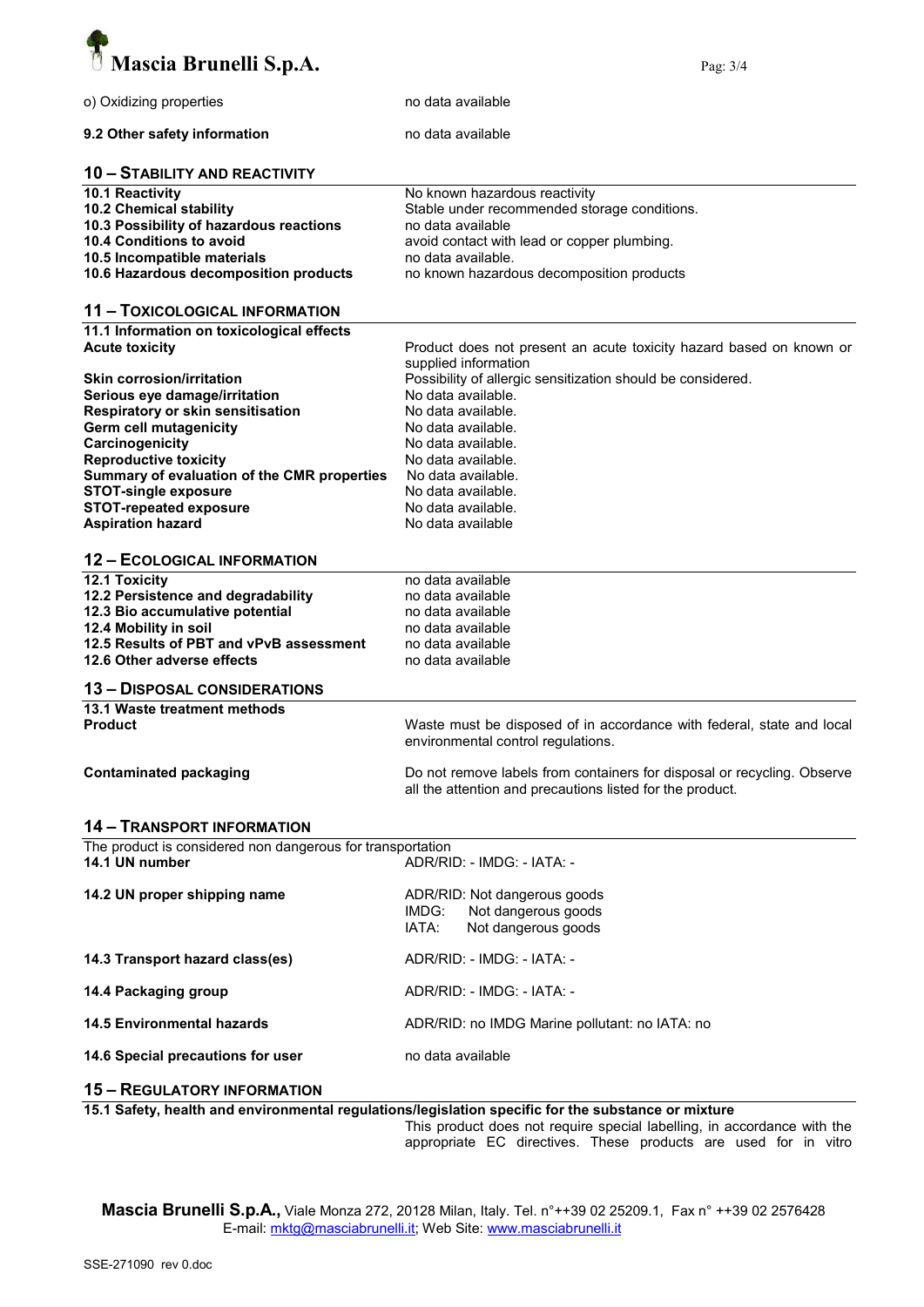| | |
|---|---|
| o) Oxidizing properties | no data available |
| **9.2 Other safety information** | no data available |

## 10 – STABILITY AND REACTIVITY

| | |
|---|---|
| **10.1 Reactivity** | No known hazardous reactivity |
| **10.2 Chemical stability** | Stable under recommended storage conditions. |
| **10.3 Possibility of hazardous reactions** | no data available |
| **10.4 Conditions to avoid** | avoid contact with lead or copper plumbing. |
| **10.5 Incompatible materials** | no data available. |
| **10.6 Hazardous decomposition products** | no known hazardous decomposition products |

## 11 – TOXICOLOGICAL INFORMATION

| | |
|---|---|
| **11.1 Information on toxicological effects** | |
| **Acute toxicity** | Product does not present an acute toxicity hazard based on known or supplied information |
| **Skin corrosion/irritation** | Possibility of allergic sensitization should be considered. |
| **Serious eye damage/irritation** | No data available. |
| **Respiratory or skin sensitisation** | No data available. |
| **Germ cell mutagenicity** | No data available. |
| **Carcinogenicity** | No data available. |
| **Reproductive toxicity** | No data available. |
| **Summary of evaluation of the CMR properties** | No data available. |
| **STOT-single exposure** | No data available. |
| **STOT-repeated exposure** | No data available. |
| **Aspiration hazard** | No data available |

## 12 – ECOLOGICAL INFORMATION

| | |
|---|---|
| **12.1 Toxicity** | no data available |
| **12.2 Persistence and degradability** | no data available |
| **12.3 Bio accumulative potential** | no data available |
| **12.4 Mobility in soil** | no data available |
| **12.5 Results of PBT and vPvB assessment** | no data available |
| **12.6 Other adverse effects** | no data available |

## 13 – DISPOSAL CONSIDERATIONS

| | |
|---|---|
| **13.1 Waste treatment methods** | |
| **Product** | Waste must be disposed of in accordance with federal, state and local environmental control regulations. |
| **Contaminated packaging** | Do not remove labels from containers for disposal or recycling. Observe all the attention and precautions listed for the product. |

## 14 – TRANSPORT INFORMATION

The product is considered non dangerous for transportation

| | |
|---|---|
| **14.1 UN number** | ADR/RID: - IMDG: - IATA: - |
| **14.2 UN proper shipping name** | ADR/RID: Not dangerous goods<br>IMDG: Not dangerous goods<br>IATA: Not dangerous goods |
| **14.3 Transport hazard class(es)** | ADR/RID: - IMDG: - IATA: - |
| **14.4 Packaging group** | ADR/RID: - IMDG: - IATA: - |
| **14.5 Environmental hazards** | ADR/RID: no IMDG Marine pollutant: no IATA: no |
| **14.6 Special precautions for user** | no data available |

## 15 – REGULATORY INFORMATION

**15.1 Safety, health and environmental regulations/legislation specific for the substance or mixture**

This product does not require special labelling, in accordance with the appropriate EC directives. These products are used for in vitro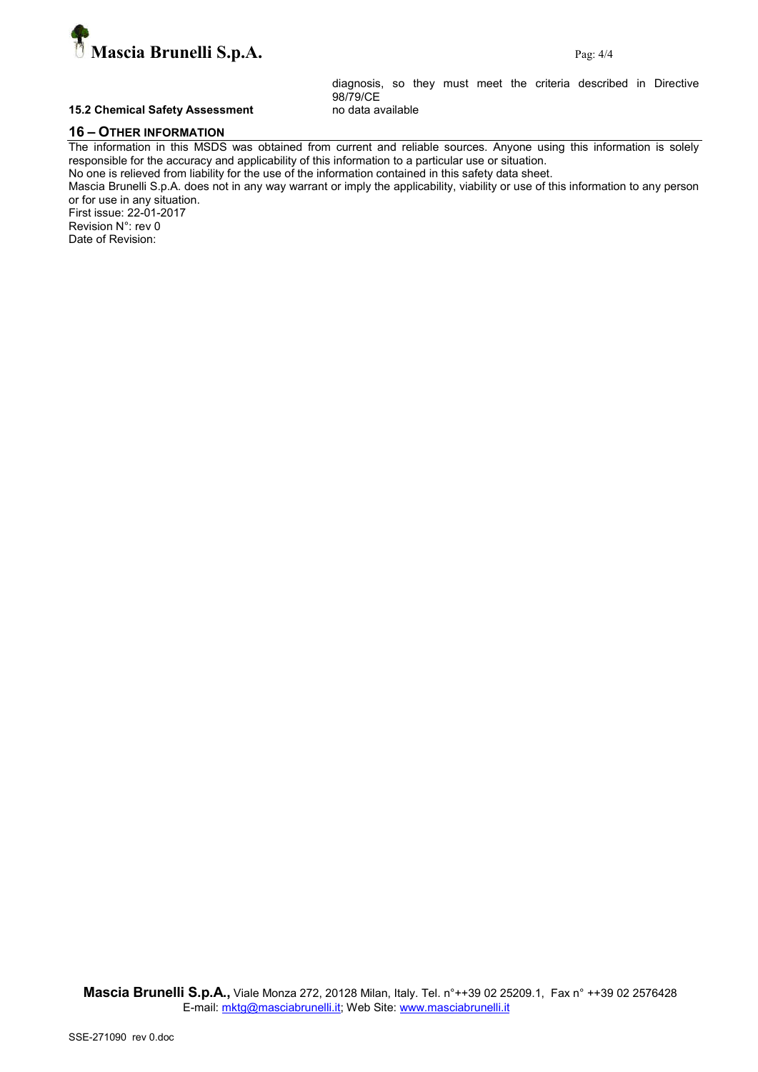diagnosis, so they must meet the criteria described in Directive 98/79/CE

| | |
|---|---|
| **15.2 Chemical Safety Assessment** | no data available |

## 16 – OTHER INFORMATION

The information in this MSDS was obtained from current and reliable sources. Anyone using this information is solely responsible for the accuracy and applicability of this information to a particular use or situation.
No one is relieved from liability for the use of the information contained in this safety data sheet.
Mascia Brunelli S.p.A. does not in any way warrant or imply the applicability, viability or use of this information to any person or for use in any situation.
First issue: 22-01-2017
Revision N°: rev 0
Date of Revision: